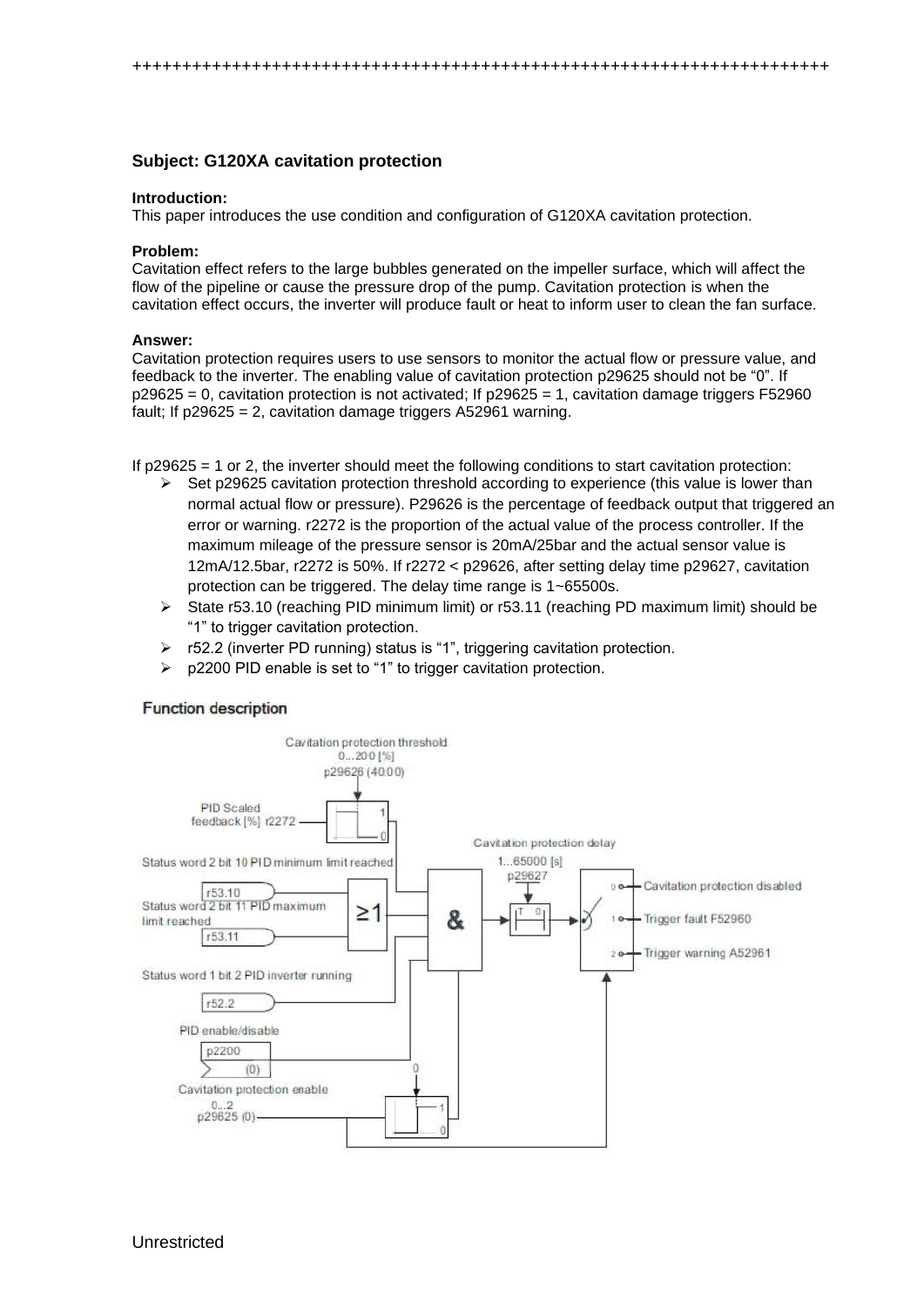++++++++++++++++++++++++++++++++++++++++++++++++++++++++++++++++++++++++

**Subject: G120XA cavitation protection**

**Introduction:**
This paper introduces the use condition and configuration of G120XA cavitation protection.

**Problem:**
Cavitation effect refers to the large bubbles generated on the impeller surface, which will affect the flow of the pipeline or cause the pressure drop of the pump. Cavitation protection is when the cavitation effect occurs, the inverter will produce fault or heat to inform user to clean the fan surface.

**Answer:**
Cavitation protection requires users to use sensors to monitor the actual flow or pressure value, and feedback to the inverter. The enabling value of cavitation protection p29625 should not be "0". If p29625 = 0, cavitation protection is not activated; If p29625 = 1, cavitation damage triggers F52960 fault; If p29625 = 2, cavitation damage triggers A52961 warning.

If p29625 = 1 or 2, the inverter should meet the following conditions to start cavitation protection:

- Set p29625 cavitation protection threshold according to experience (this value is lower than normal actual flow or pressure). P29626 is the percentage of feedback output that triggered an error or warning. r2272 is the proportion of the actual value of the process controller. If the maximum mileage of the pressure sensor is 20mA/25bar and the actual sensor value is 12mA/12.5bar, r2272 is 50%. If r2272 < p29626, after setting delay time p29627, cavitation protection can be triggered. The delay time range is 1~65500s.
- State r53.10 (reaching PID minimum limit) or r53.11 (reaching PD maximum limit) should be "1" to trigger cavitation protection.
- r52.2 (inverter PD running) status is "1", triggering cavitation protection.
- p2200 PID enable is set to "1" to trigger cavitation protection.

**Function description**

Cavitation protection threshold 0...200 [%] p29626 (40.00)

PID Scaled feedback [%] r2272

Status word 2 bit 10 PID minimum limit reached r53.10

Status word 2 bit 11 PID maximum limit reached r53.11

Status word 1 bit 2 PID inverter running r52.2

PID enable/disable p2200 (0)

Cavitation protection enable 0...2 p29625 (0)

Cavitation protection delay 1...65000 [s] p29627

0 — Cavitation protection disabled

1 — Trigger fault F52960

2 — Trigger warning A52961

Unrestricted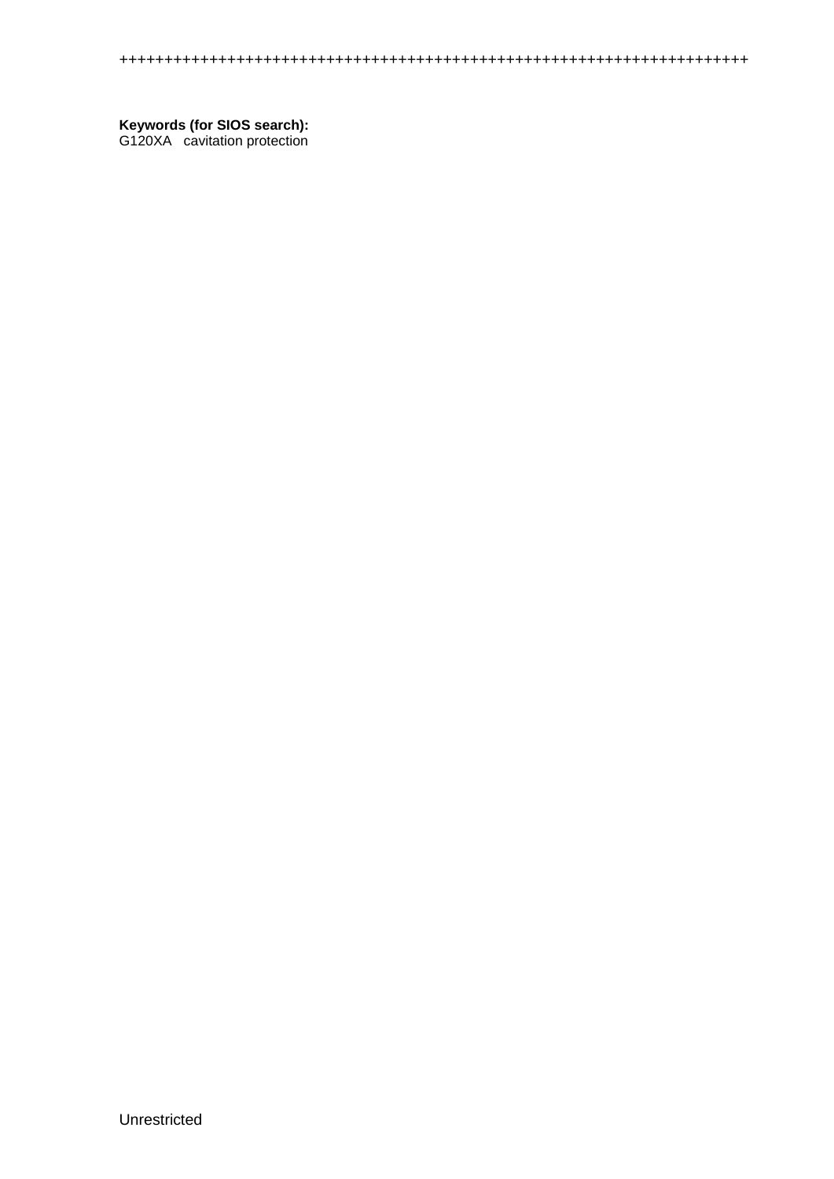++++++++++++++++++++++++++++++++++++++++++++++++++++++++++++++++++++++++

**Keywords (for SIOS search):**
G120XA   cavitation protection

Unrestricted